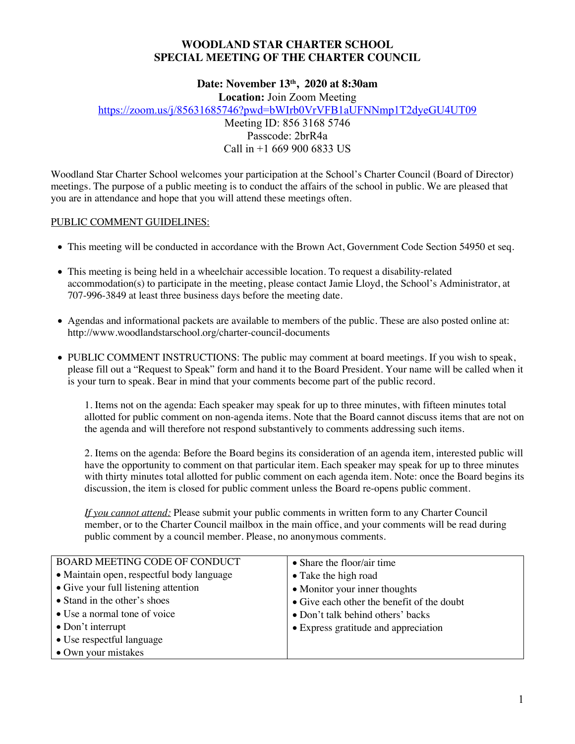# WOODLAND STAR CHARTER SCHOOL
# SPECIAL MEETING OF THE CHARTER COUNCIL

**Date: November 13th, 2020 at 8:30am**
**Location:** Join Zoom Meeting
https://zoom.us/j/85631685746?pwd=bWIrb0VrVFB1aUFNNmp1T2dyeGU4UT09
Meeting ID: 856 3168 5746
Passcode: 2brR4a
Call in +1 669 900 6833 US

Woodland Star Charter School welcomes your participation at the School's Charter Council (Board of Director) meetings. The purpose of a public meeting is to conduct the affairs of the school in public. We are pleased that you are in attendance and hope that you will attend these meetings often.

PUBLIC COMMENT GUIDELINES:

- This meeting will be conducted in accordance with the Brown Act, Government Code Section 54950 et seq.
- This meeting is being held in a wheelchair accessible location. To request a disability-related accommodation(s) to participate in the meeting, please contact Jamie Lloyd, the School's Administrator, at 707-996-3849 at least three business days before the meeting date.
- Agendas and informational packets are available to members of the public. These are also posted online at: http://www.woodlandstarschool.org/charter-council-documents
- PUBLIC COMMENT INSTRUCTIONS: The public may comment at board meetings. If you wish to speak, please fill out a "Request to Speak" form and hand it to the Board President. Your name will be called when it is your turn to speak. Bear in mind that your comments become part of the public record.

  1. Items not on the agenda: Each speaker may speak for up to three minutes, with fifteen minutes total allotted for public comment on non-agenda items. Note that the Board cannot discuss items that are not on the agenda and will therefore not respond substantively to comments addressing such items.

  2. Items on the agenda: Before the Board begins its consideration of an agenda item, interested public will have the opportunity to comment on that particular item. Each speaker may speak for up to three minutes with thirty minutes total allotted for public comment on each agenda item. Note: once the Board begins its discussion, the item is closed for public comment unless the Board re-opens public comment.

  *If you cannot attend:* Please submit your public comments in written form to any Charter Council member, or to the Charter Council mailbox in the main office, and your comments will be read during public comment by a council member. Please, no anonymous comments.

| BOARD MEETING CODE OF CONDUCT | |
|---|---|
| • Maintain open, respectful body language | • Share the floor/air time |
| • Give your full listening attention | • Take the high road |
| • Stand in the other's shoes | • Monitor your inner thoughts |
| • Use a normal tone of voice | • Give each other the benefit of the doubt |
| • Don't interrupt | • Don't talk behind others' backs |
| • Use respectful language | • Express gratitude and appreciation |
| • Own your mistakes | |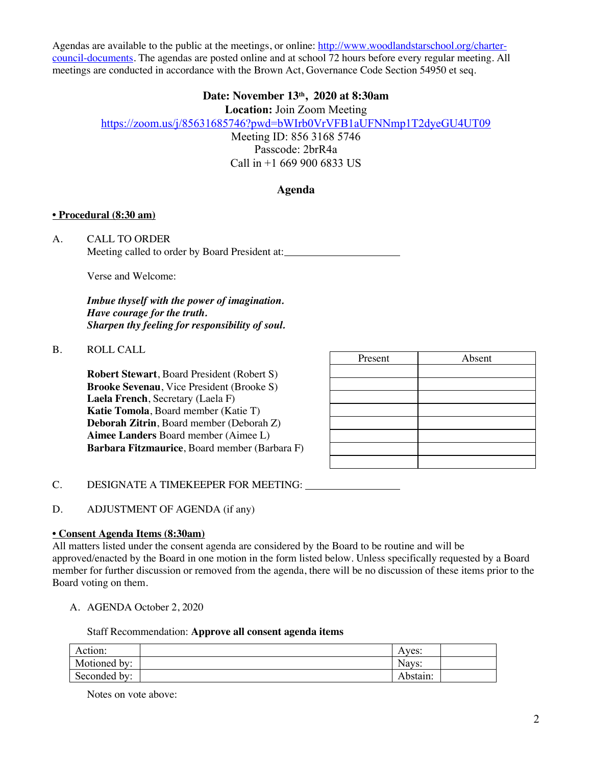Agendas are available to the public at the meetings, or online: [http://www.woodlandstarschool.org/charter-council-documents](http://www.woodlandstarschool.org/charter-council-documents). The agendas are posted online and at school 72 hours before every regular meeting. All meetings are conducted in accordance with the Brown Act, Governance Code Section 54950 et seq.

**Date: November 13th, 2020 at 8:30am**
**Location:** Join Zoom Meeting
[https://zoom.us/j/85631685746?pwd=bWIrb0VrVFB1aUFNNmp1T2dyeGU4UT09](https://zoom.us/j/85631685746?pwd=bWIrb0VrVFB1aUFNNmp1T2dyeGU4UT09)
Meeting ID: 856 3168 5746
Passcode: 2brR4a
Call in +1 669 900 6833 US

## Agenda

**• Procedural (8:30 am)**

A. CALL TO ORDER
Meeting called to order by Board President at:______________________

Verse and Welcome:

***Imbue thyself with the power of imagination.***
***Have courage for the truth.***
***Sharpen thy feeling for responsibility of soul.***

B. ROLL CALL

| | Present | Absent |
|---|---|---|
| **Robert Stewart**, Board President (Robert S) | | |
| **Brooke Sevenau**, Vice President (Brooke S) | | |
| **Laela French**, Secretary (Laela F) | | |
| **Katie Tomola**, Board member (Katie T) | | |
| **Deborah Zitrin**, Board member (Deborah Z) | | |
| **Aimee Landers** Board member (Aimee L) | | |
| **Barbara Fitzmaurice**, Board member (Barbara F) | | |
| | | |

C. DESIGNATE A TIMEKEEPER FOR MEETING: __________________

D. ADJUSTMENT OF AGENDA (if any)

**• Consent Agenda Items (8:30am)**

All matters listed under the consent agenda are considered by the Board to be routine and will be approved/enacted by the Board in one motion in the form listed below. Unless specifically requested by a Board member for further discussion or removed from the agenda, there will be no discussion of these items prior to the Board voting on them.

A. AGENDA October 2, 2020

Staff Recommendation: **Approve all consent agenda items**

| Action: | | Ayes: | |
|---|---|---|---|
| Motioned by: | | Nays: | |
| Seconded by: | | Abstain: | |

Notes on vote above: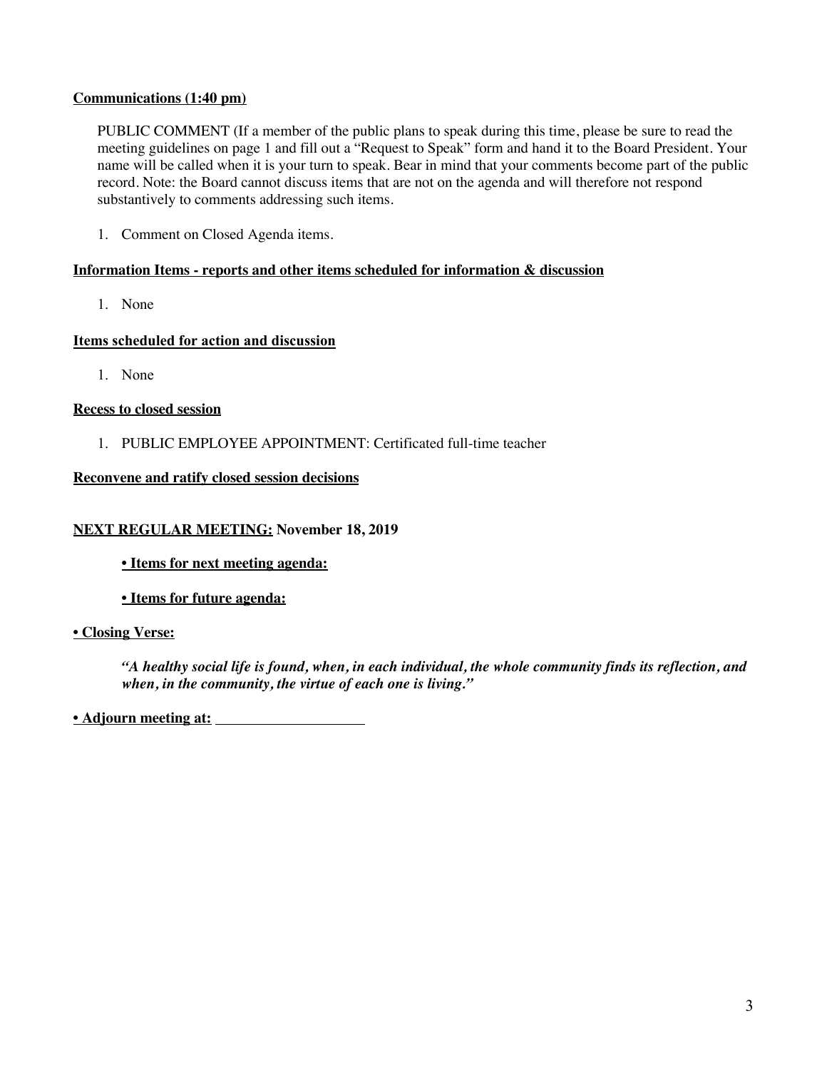**Communications (1:40 pm)**

PUBLIC COMMENT (If a member of the public plans to speak during this time, please be sure to read the meeting guidelines on page 1 and fill out a "Request to Speak" form and hand it to the Board President. Your name will be called when it is your turn to speak. Bear in mind that your comments become part of the public record. Note: the Board cannot discuss items that are not on the agenda and will therefore not respond substantively to comments addressing such items.

1. Comment on Closed Agenda items.

**Information Items - reports and other items scheduled for information & discussion**

1. None

**Items scheduled for action and discussion**

1. None

**Recess to closed session**

1. PUBLIC EMPLOYEE APPOINTMENT: Certificated full-time teacher

**Reconvene and ratify closed session decisions**

**NEXT REGULAR MEETING: November 18, 2019**

**• Items for next meeting agenda:**

**• Items for future agenda:**

**• Closing Verse:**

***"A healthy social life is found, when, in each individual, the whole community finds its reflection, and when, in the community, the virtue of each one is living."***

**• Adjourn meeting at:** ____________________